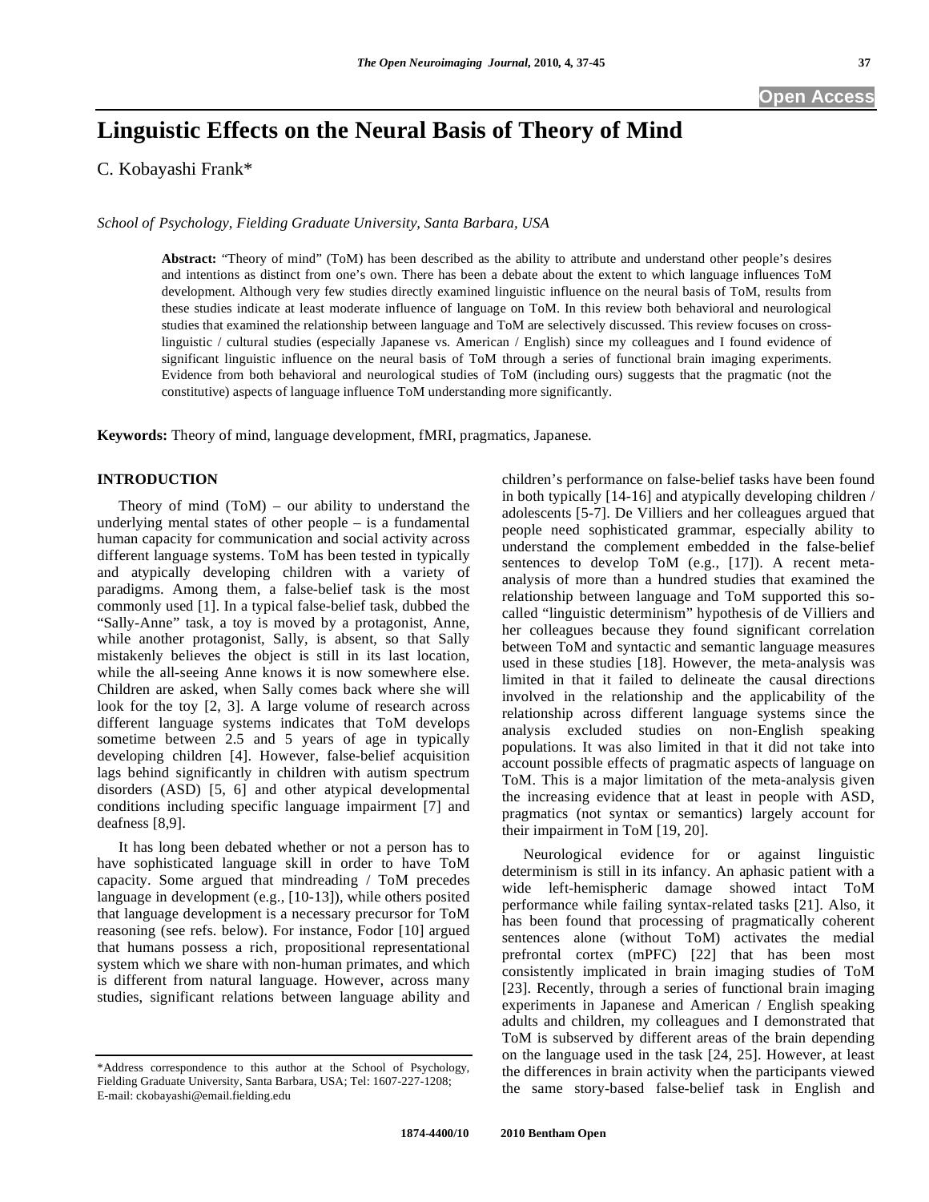# Linguistic Effects on the Neural Basis of Theory of Mind

C. Kobayashi Frank*

*School of Psychology, Fielding Graduate University, Santa Barbara, USA*

**Abstract:** "Theory of mind" (ToM) has been described as the ability to attribute and understand other people's desires and intentions as distinct from one's own. There has been a debate about the extent to which language influences ToM development. Although very few studies directly examined linguistic influence on the neural basis of ToM, results from these studies indicate at least moderate influence of language on ToM. In this review both behavioral and neurological studies that examined the relationship between language and ToM are selectively discussed. This review focuses on cross-linguistic / cultural studies (especially Japanese vs. American / English) since my colleagues and I found evidence of significant linguistic influence on the neural basis of ToM through a series of functional brain imaging experiments. Evidence from both behavioral and neurological studies of ToM (including ours) suggests that the pragmatic (not the constitutive) aspects of language influence ToM understanding more significantly.

**Keywords:** Theory of mind, language development, fMRI, pragmatics, Japanese.

## INTRODUCTION

Theory of mind (ToM) – our ability to understand the underlying mental states of other people – is a fundamental human capacity for communication and social activity across different language systems. ToM has been tested in typically and atypically developing children with a variety of paradigms. Among them, a false-belief task is the most commonly used [1]. In a typical false-belief task, dubbed the "Sally-Anne" task, a toy is moved by a protagonist, Anne, while another protagonist, Sally, is absent, so that Sally mistakenly believes the object is still in its last location, while the all-seeing Anne knows it is now somewhere else. Children are asked, when Sally comes back where she will look for the toy [2, 3]. A large volume of research across different language systems indicates that ToM develops sometime between 2.5 and 5 years of age in typically developing children [4]. However, false-belief acquisition lags behind significantly in children with autism spectrum disorders (ASD) [5, 6] and other atypical developmental conditions including specific language impairment [7] and deafness [8,9].

It has long been debated whether or not a person has to have sophisticated language skill in order to have ToM capacity. Some argued that mindreading / ToM precedes language in development (e.g., [10-13]), while others posited that language development is a necessary precursor for ToM reasoning (see refs. below). For instance, Fodor [10] argued that humans possess a rich, propositional representational system which we share with non-human primates, and which is different from natural language. However, across many studies, significant relations between language ability and children's performance on false-belief tasks have been found in both typically [14-16] and atypically developing children / adolescents [5-7]. De Villiers and her colleagues argued that people need sophisticated grammar, especially ability to understand the complement embedded in the false-belief sentences to develop ToM (e.g., [17]). A recent meta-analysis of more than a hundred studies that examined the relationship between language and ToM supported this so-called "linguistic determinism" hypothesis of de Villiers and her colleagues because they found significant correlation between ToM and syntactic and semantic language measures used in these studies [18]. However, the meta-analysis was limited in that it failed to delineate the causal directions involved in the relationship and the applicability of the relationship across different language systems since the analysis excluded studies on non-English speaking populations. It was also limited in that it did not take into account possible effects of pragmatic aspects of language on ToM. This is a major limitation of the meta-analysis given the increasing evidence that at least in people with ASD, pragmatics (not syntax or semantics) largely account for their impairment in ToM [19, 20].

Neurological evidence for or against linguistic determinism is still in its infancy. An aphasic patient with a wide left-hemispheric damage showed intact ToM performance while failing syntax-related tasks [21]. Also, it has been found that processing of pragmatically coherent sentences alone (without ToM) activates the medial prefrontal cortex (mPFC) [22] that has been most consistently implicated in brain imaging studies of ToM [23]. Recently, through a series of functional brain imaging experiments in Japanese and American / English speaking adults and children, my colleagues and I demonstrated that ToM is subserved by different areas of the brain depending on the language used in the task [24, 25]. However, at least the differences in brain activity when the participants viewed the same story-based false-belief task in English and

*Address correspondence to this author at the School of Psychology, Fielding Graduate University, Santa Barbara, USA; Tel: 1607-227-1208; E-mail: ckobayashi@email.fielding.edu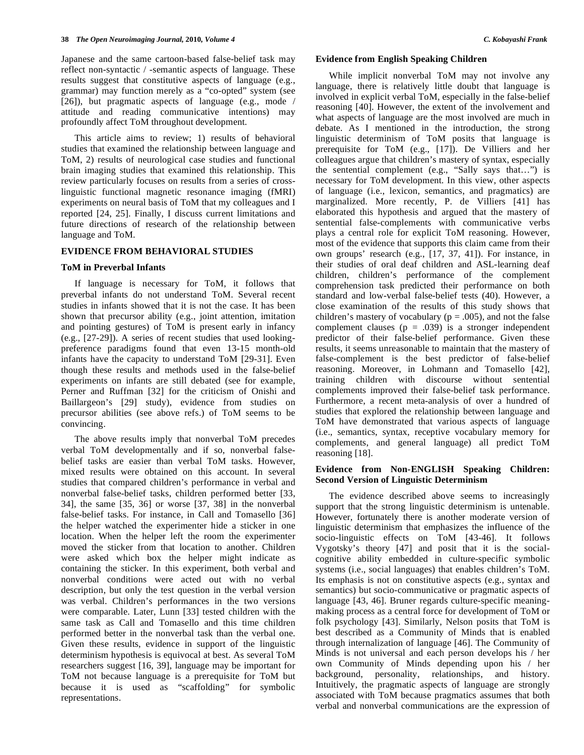Japanese and the same cartoon-based false-belief task may reflect non-syntactic / -semantic aspects of language. These results suggest that constitutive aspects of language (e.g., grammar) may function merely as a "co-opted" system (see [26]), but pragmatic aspects of language (e.g., mode / attitude and reading communicative intentions) may profoundly affect ToM throughout development.

This article aims to review; 1) results of behavioral studies that examined the relationship between language and ToM, 2) results of neurological case studies and functional brain imaging studies that examined this relationship. This review particularly focuses on results from a series of cross-linguistic functional magnetic resonance imaging (fMRI) experiments on neural basis of ToM that my colleagues and I reported [24, 25]. Finally, I discuss current limitations and future directions of research of the relationship between language and ToM.

## EVIDENCE FROM BEHAVIORAL STUDIES

### ToM in Preverbal Infants

If language is necessary for ToM, it follows that preverbal infants do not understand ToM. Several recent studies in infants showed that it is not the case. It has been shown that precursor ability (e.g., joint attention, imitation and pointing gestures) of ToM is present early in infancy (e.g., [27-29]). A series of recent studies that used looking-preference paradigms found that even 13-15 month-old infants have the capacity to understand ToM [29-31]. Even though these results and methods used in the false-belief experiments on infants are still debated (see for example, Perner and Ruffman [32] for the criticism of Onishi and Baillargeon's [29] study), evidence from studies on precursor abilities (see above refs.) of ToM seems to be convincing.

The above results imply that nonverbal ToM precedes verbal ToM developmentally and if so, nonverbal false-belief tasks are easier than verbal ToM tasks. However, mixed results were obtained on this account. In several studies that compared children's performance in verbal and nonverbal false-belief tasks, children performed better [33, 34], the same [35, 36] or worse [37, 38] in the nonverbal false-belief tasks. For instance, in Call and Tomasello [36] the helper watched the experimenter hide a sticker in one location. When the helper left the room the experimenter moved the sticker from that location to another. Children were asked which box the helper might indicate as containing the sticker. In this experiment, both verbal and nonverbal conditions were acted out with no verbal description, but only the test question in the verbal version was verbal. Children's performances in the two versions were comparable. Later, Lunn [33] tested children with the same task as Call and Tomasello and this time children performed better in the nonverbal task than the verbal one. Given these results, evidence in support of the linguistic determinism hypothesis is equivocal at best. As several ToM researchers suggest [16, 39], language may be important for ToM not because language is a prerequisite for ToM but because it is used as "scaffolding" for symbolic representations.

### Evidence from English Speaking Children

While implicit nonverbal ToM may not involve any language, there is relatively little doubt that language is involved in explicit verbal ToM, especially in the false-belief reasoning [40]. However, the extent of the involvement and what aspects of language are the most involved are much in debate. As I mentioned in the introduction, the strong linguistic determinism of ToM posits that language is prerequisite for ToM (e.g., [17]). De Villiers and her colleagues argue that children's mastery of syntax, especially the sentential complement (e.g., "Sally says that…") is necessary for ToM development. In this view, other aspects of language (i.e., lexicon, semantics, and pragmatics) are marginalized. More recently, P. de Villiers [41] has elaborated this hypothesis and argued that the mastery of sentential false-complements with communicative verbs plays a central role for explicit ToM reasoning. However, most of the evidence that supports this claim came from their own groups' research (e.g., [17, 37, 41]). For instance, in their studies of oral deaf children and ASL-learning deaf children, children's performance of the complement comprehension task predicted their performance on both standard and low-verbal false-belief tests (40). However, a close examination of the results of this study shows that children's mastery of vocabulary ($p = .005$), and not the false complement clauses ($p = .039$) is a stronger independent predictor of their false-belief performance. Given these results, it seems unreasonable to maintain that the mastery of false-complement is the best predictor of false-belief reasoning. Moreover, in Lohmann and Tomasello [42], training children with discourse without sentential complements improved their false-belief task performance. Furthermore, a recent meta-analysis of over a hundred of studies that explored the relationship between language and ToM have demonstrated that various aspects of language (i.e., semantics, syntax, receptive vocabulary memory for complements, and general language) all predict ToM reasoning [18].

### Evidence from Non-ENGLISH Speaking Children: Second Version of Linguistic Determinism

The evidence described above seems to increasingly support that the strong linguistic determinism is untenable. However, fortunately there is another moderate version of linguistic determinism that emphasizes the influence of the socio-linguistic effects on ToM [43-46]. It follows Vygotsky's theory [47] and posit that it is the social-cognitive ability embedded in culture-specific symbolic systems (i.e., social languages) that enables children's ToM. Its emphasis is not on constitutive aspects (e.g., syntax and semantics) but socio-communicative or pragmatic aspects of language [43, 46]. Bruner regards culture-specific meaning-making process as a central force for development of ToM or folk psychology [43]. Similarly, Nelson posits that ToM is best described as a Community of Minds that is enabled through internalization of language [46]. The Community of Minds is not universal and each person develops his / her own Community of Minds depending upon his / her background, personality, relationships, and history. Intuitively, the pragmatic aspects of language are strongly associated with ToM because pragmatics assumes that both verbal and nonverbal communications are the expression of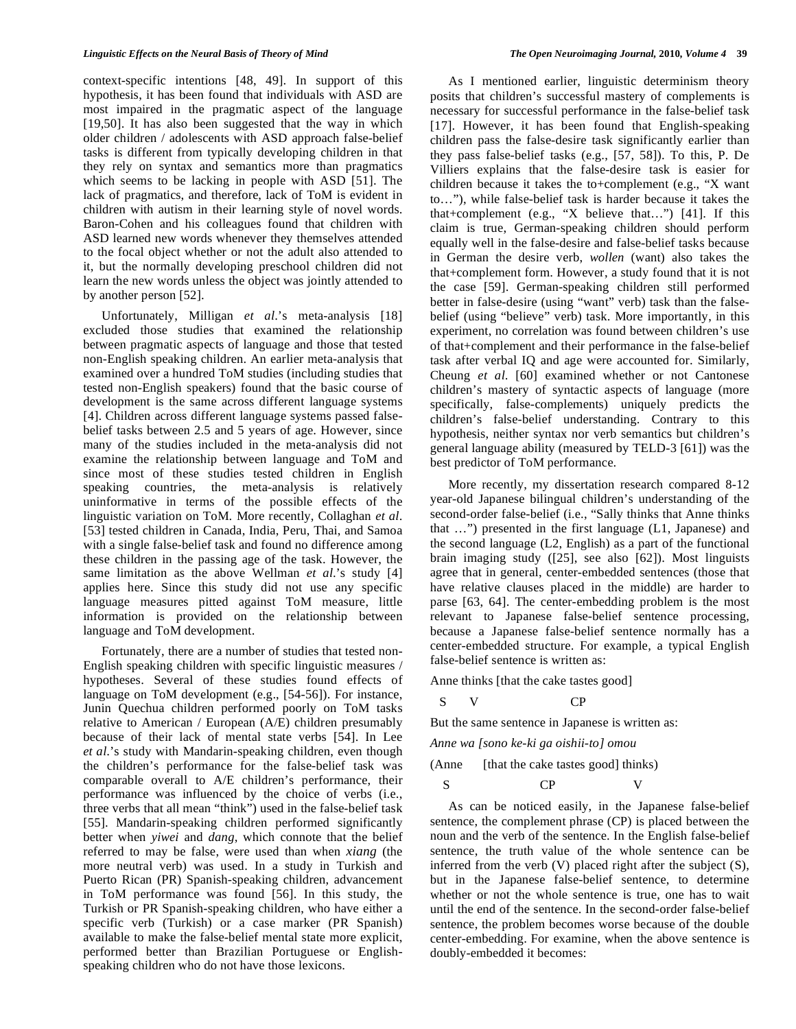context-specific intentions [48, 49]. In support of this hypothesis, it has been found that individuals with ASD are most impaired in the pragmatic aspect of the language [19,50]. It has also been suggested that the way in which older children / adolescents with ASD approach false-belief tasks is different from typically developing children in that they rely on syntax and semantics more than pragmatics which seems to be lacking in people with ASD [51]. The lack of pragmatics, and therefore, lack of ToM is evident in children with autism in their learning style of novel words. Baron-Cohen and his colleagues found that children with ASD learned new words whenever they themselves attended to the focal object whether or not the adult also attended to it, but the normally developing preschool children did not learn the new words unless the object was jointly attended to by another person [52].

Unfortunately, Milligan *et al*.'s meta-analysis [18] excluded those studies that examined the relationship between pragmatic aspects of language and those that tested non-English speaking children. An earlier meta-analysis that examined over a hundred ToM studies (including studies that tested non-English speakers) found that the basic course of development is the same across different language systems [4]. Children across different language systems passed false-belief tasks between 2.5 and 5 years of age. However, since many of the studies included in the meta-analysis did not examine the relationship between language and ToM and since most of these studies tested children in English speaking countries, the meta-analysis is relatively uninformative in terms of the possible effects of the linguistic variation on ToM. More recently, Collaghan *et al*. [53] tested children in Canada, India, Peru, Thai, and Samoa with a single false-belief task and found no difference among these children in the passing age of the task. However, the same limitation as the above Wellman *et al*.'s study [4] applies here. Since this study did not use any specific language measures pitted against ToM measure, little information is provided on the relationship between language and ToM development.

Fortunately, there are a number of studies that tested non-English speaking children with specific linguistic measures / hypotheses. Several of these studies found effects of language on ToM development (e.g., [54-56]). For instance, Junin Quechua children performed poorly on ToM tasks relative to American / European (A/E) children presumably because of their lack of mental state verbs [54]. In Lee *et al*.'s study with Mandarin-speaking children, even though the children's performance for the false-belief task was comparable overall to A/E children's performance, their performance was influenced by the choice of verbs (i.e., three verbs that all mean "think") used in the false-belief task [55]. Mandarin-speaking children performed significantly better when *yiwei* and *dang*, which connote that the belief referred to may be false, were used than when *xiang* (the more neutral verb) was used. In a study in Turkish and Puerto Rican (PR) Spanish-speaking children, advancement in ToM performance was found [56]. In this study, the Turkish or PR Spanish-speaking children, who have either a specific verb (Turkish) or a case marker (PR Spanish) available to make the false-belief mental state more explicit, performed better than Brazilian Portuguese or English-speaking children who do not have those lexicons.

As I mentioned earlier, linguistic determinism theory posits that children's successful mastery of complements is necessary for successful performance in the false-belief task [17]. However, it has been found that English-speaking children pass the false-desire task significantly earlier than they pass false-belief tasks (e.g., [57, 58]). To this, P. De Villiers explains that the false-desire task is easier for children because it takes the to+complement (e.g., "X want to…"), while false-belief task is harder because it takes the that+complement (e.g., "X believe that…") [41]. If this claim is true, German-speaking children should perform equally well in the false-desire and false-belief tasks because in German the desire verb, *wollen* (want) also takes the that+complement form. However, a study found that it is not the case [59]. German-speaking children still performed better in false-desire (using "want" verb) task than the false-belief (using "believe" verb) task. More importantly, in this experiment, no correlation was found between children's use of that+complement and their performance in the false-belief task after verbal IQ and age were accounted for. Similarly, Cheung *et al*. [60] examined whether or not Cantonese children's mastery of syntactic aspects of language (more specifically, false-complements) uniquely predicts the children's false-belief understanding. Contrary to this hypothesis, neither syntax nor verb semantics but children's general language ability (measured by TELD-3 [61]) was the best predictor of ToM performance.

More recently, my dissertation research compared 8-12 year-old Japanese bilingual children's understanding of the second-order false-belief (i.e., "Sally thinks that Anne thinks that …") presented in the first language (L1, Japanese) and the second language (L2, English) as a part of the functional brain imaging study ([25], see also [62]). Most linguists agree that in general, center-embedded sentences (those that have relative clauses placed in the middle) are harder to parse [63, 64]. The center-embedding problem is the most relevant to Japanese false-belief sentence processing, because a Japanese false-belief sentence normally has a center-embedded structure. For example, a typical English false-belief sentence is written as:

Anne thinks [that the cake tastes good]

S V CP

But the same sentence in Japanese is written as:

*Anne wa [sono ke-ki ga oishii-to] omou*

(Anne [that the cake tastes good] thinks)

S CP V

As can be noticed easily, in the Japanese false-belief sentence, the complement phrase (CP) is placed between the noun and the verb of the sentence. In the English false-belief sentence, the truth value of the whole sentence can be inferred from the verb (V) placed right after the subject (S), but in the Japanese false-belief sentence, to determine whether or not the whole sentence is true, one has to wait until the end of the sentence. In the second-order false-belief sentence, the problem becomes worse because of the double center-embedding. For examine, when the above sentence is doubly-embedded it becomes: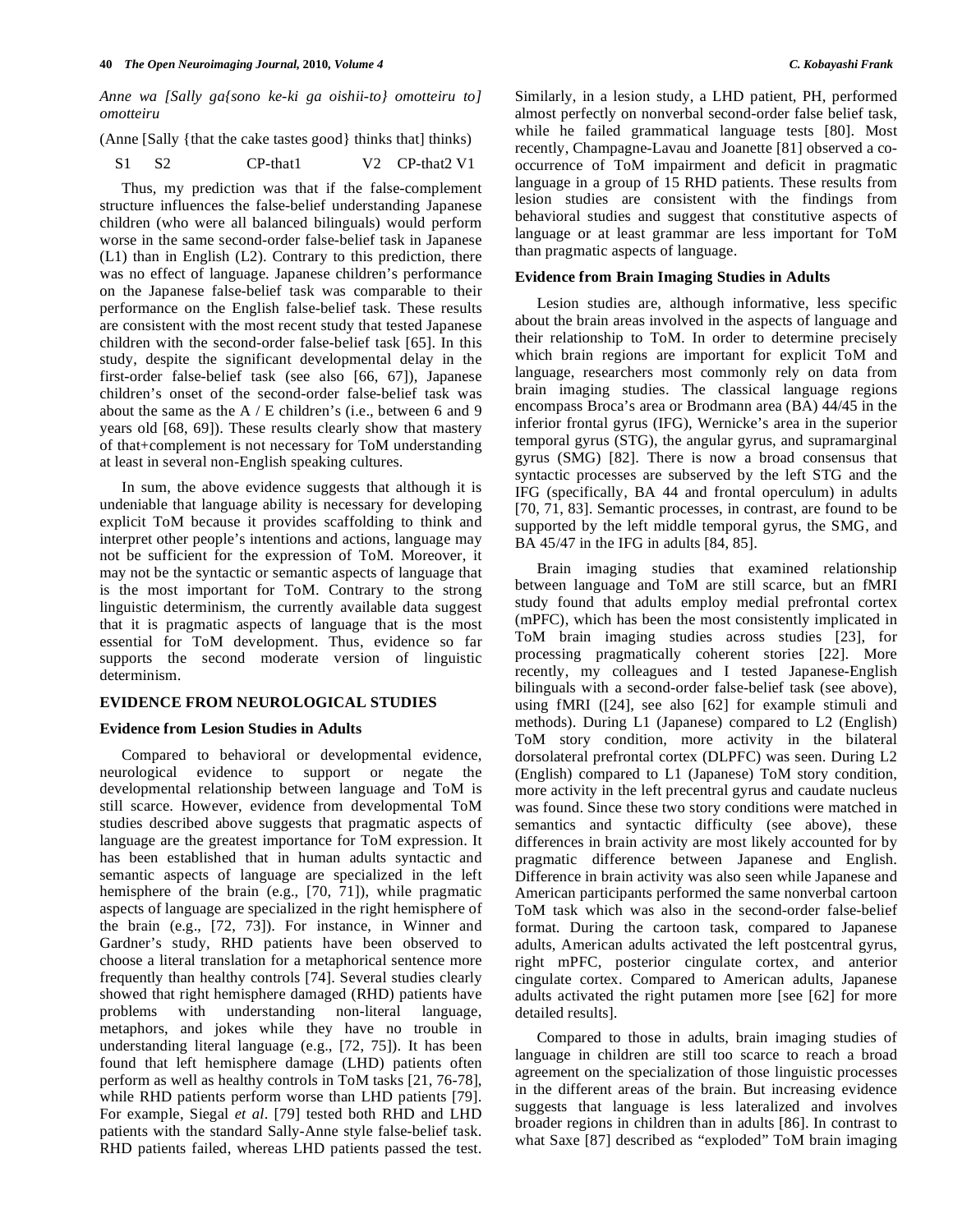*Anne wa [Sally ga{sono ke-ki ga oishii-to} omotteiru to] omotteiru*

(Anne [Sally {that the cake tastes good} thinks that] thinks)

S1 S2 CP-that1 V2 CP-that2 V1

Thus, my prediction was that if the false-complement structure influences the false-belief understanding Japanese children (who were all balanced bilinguals) would perform worse in the same second-order false-belief task in Japanese (L1) than in English (L2). Contrary to this prediction, there was no effect of language. Japanese children's performance on the Japanese false-belief task was comparable to their performance on the English false-belief task. These results are consistent with the most recent study that tested Japanese children with the second-order false-belief task [65]. In this study, despite the significant developmental delay in the first-order false-belief task (see also [66, 67]), Japanese children's onset of the second-order false-belief task was about the same as the A / E children's (i.e., between 6 and 9 years old [68, 69]). These results clearly show that mastery of that+complement is not necessary for ToM understanding at least in several non-English speaking cultures.

In sum, the above evidence suggests that although it is undeniable that language ability is necessary for developing explicit ToM because it provides scaffolding to think and interpret other people's intentions and actions, language may not be sufficient for the expression of ToM. Moreover, it may not be the syntactic or semantic aspects of language that is the most important for ToM. Contrary to the strong linguistic determinism, the currently available data suggest that it is pragmatic aspects of language that is the most essential for ToM development. Thus, evidence so far supports the second moderate version of linguistic determinism.

## EVIDENCE FROM NEUROLOGICAL STUDIES

### Evidence from Lesion Studies in Adults

Compared to behavioral or developmental evidence, neurological evidence to support or negate the developmental relationship between language and ToM is still scarce. However, evidence from developmental ToM studies described above suggests that pragmatic aspects of language are the greatest importance for ToM expression. It has been established that in human adults syntactic and semantic aspects of language are specialized in the left hemisphere of the brain (e.g., [70, 71]), while pragmatic aspects of language are specialized in the right hemisphere of the brain (e.g., [72, 73]). For instance, in Winner and Gardner's study, RHD patients have been observed to choose a literal translation for a metaphorical sentence more frequently than healthy controls [74]. Several studies clearly showed that right hemisphere damaged (RHD) patients have problems with understanding non-literal language, metaphors, and jokes while they have no trouble in understanding literal language (e.g., [72, 75]). It has been found that left hemisphere damage (LHD) patients often perform as well as healthy controls in ToM tasks [21, 76-78], while RHD patients perform worse than LHD patients [79]. For example, Siegal *et al*. [79] tested both RHD and LHD patients with the standard Sally-Anne style false-belief task. RHD patients failed, whereas LHD patients passed the test. Similarly, in a lesion study, a LHD patient, PH, performed almost perfectly on nonverbal second-order false belief task, while he failed grammatical language tests [80]. Most recently, Champagne-Lavau and Joanette [81] observed a co-occurrence of ToM impairment and deficit in pragmatic language in a group of 15 RHD patients. These results from lesion studies are consistent with the findings from behavioral studies and suggest that constitutive aspects of language or at least grammar are less important for ToM than pragmatic aspects of language.

### Evidence from Brain Imaging Studies in Adults

Lesion studies are, although informative, less specific about the brain areas involved in the aspects of language and their relationship to ToM. In order to determine precisely which brain regions are important for explicit ToM and language, researchers most commonly rely on data from brain imaging studies. The classical language regions encompass Broca's area or Brodmann area (BA) 44/45 in the inferior frontal gyrus (IFG), Wernicke's area in the superior temporal gyrus (STG), the angular gyrus, and supramarginal gyrus (SMG) [82]. There is now a broad consensus that syntactic processes are subserved by the left STG and the IFG (specifically, BA 44 and frontal operculum) in adults [70, 71, 83]. Semantic processes, in contrast, are found to be supported by the left middle temporal gyrus, the SMG, and BA 45/47 in the IFG in adults [84, 85].

Brain imaging studies that examined relationship between language and ToM are still scarce, but an fMRI study found that adults employ medial prefrontal cortex (mPFC), which has been the most consistently implicated in ToM brain imaging studies across studies [23], for processing pragmatically coherent stories [22]. More recently, my colleagues and I tested Japanese-English bilinguals with a second-order false-belief task (see above), using fMRI ([24], see also [62] for example stimuli and methods). During L1 (Japanese) compared to L2 (English) ToM story condition, more activity in the bilateral dorsolateral prefrontal cortex (DLPFC) was seen. During L2 (English) compared to L1 (Japanese) ToM story condition, more activity in the left precentral gyrus and caudate nucleus was found. Since these two story conditions were matched in semantics and syntactic difficulty (see above), these differences in brain activity are most likely accounted for by pragmatic difference between Japanese and English. Difference in brain activity was also seen while Japanese and American participants performed the same nonverbal cartoon ToM task which was also in the second-order false-belief format. During the cartoon task, compared to Japanese adults, American adults activated the left postcentral gyrus, right mPFC, posterior cingulate cortex, and anterior cingulate cortex. Compared to American adults, Japanese adults activated the right putamen more [see [62] for more detailed results].

Compared to those in adults, brain imaging studies of language in children are still too scarce to reach a broad agreement on the specialization of those linguistic processes in the different areas of the brain. But increasing evidence suggests that language is less lateralized and involves broader regions in children than in adults [86]. In contrast to what Saxe [87] described as "exploded" ToM brain imaging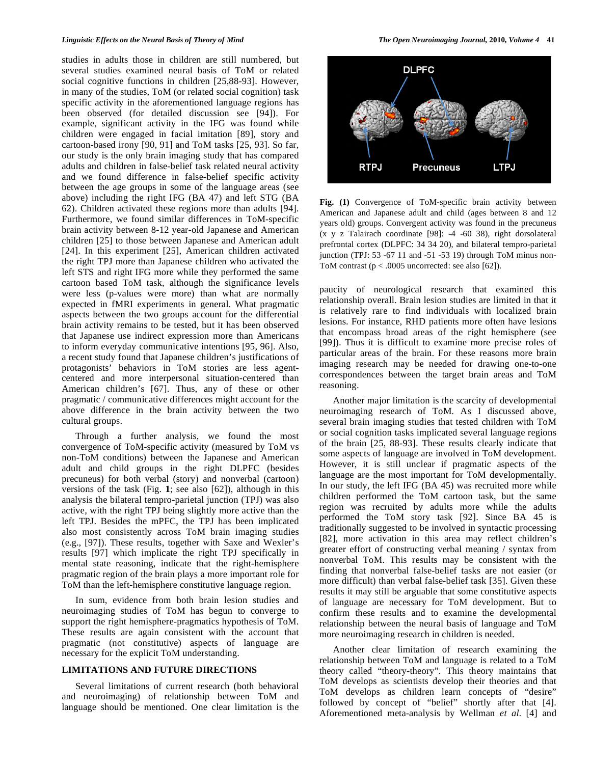studies in adults those in children are still numbered, but several studies examined neural basis of ToM or related social cognitive functions in children [25,88-93]. However, in many of the studies, ToM (or related social cognition) task specific activity in the aforementioned language regions has been observed (for detailed discussion see [94]). For example, significant activity in the IFG was found while children were engaged in facial imitation [89], story and cartoon-based irony [90, 91] and ToM tasks [25, 93]. So far, our study is the only brain imaging study that has compared adults and children in false-belief task related neural activity and we found difference in false-belief specific activity between the age groups in some of the language areas (see above) including the right IFG (BA 47) and left STG (BA 62). Children activated these regions more than adults [94]. Furthermore, we found similar differences in ToM-specific brain activity between 8-12 year-old Japanese and American children [25] to those between Japanese and American adult [24]. In this experiment [25], American children activated the right TPJ more than Japanese children who activated the left STS and right IFG more while they performed the same cartoon based ToM task, although the significance levels were less (p-values were more) than what are normally expected in fMRI experiments in general. What pragmatic aspects between the two groups account for the differential brain activity remains to be tested, but it has been observed that Japanese use indirect expression more than Americans to inform everyday communicative intentions [95, 96]. Also, a recent study found that Japanese children's justifications of protagonists' behaviors in ToM stories are less agent-centered and more interpersonal situation-centered than American children's [67]. Thus, any of these or other pragmatic / communicative differences might account for the above difference in the brain activity between the two cultural groups.

Through a further analysis, we found the most convergence of ToM-specific activity (measured by ToM vs non-ToM conditions) between the Japanese and American adult and child groups in the right DLPFC (besides precuneus) for both verbal (story) and nonverbal (cartoon) versions of the task (Fig. **1**; see also [62]), although in this analysis the bilateral tempro-parietal junction (TPJ) was also active, with the right TPJ being slightly more active than the left TPJ. Besides the mPFC, the TPJ has been implicated also most consistently across ToM brain imaging studies (e.g., [97]). These results, together with Saxe and Wexler's results [97] which implicate the right TPJ specifically in mental state reasoning, indicate that the right-hemisphere pragmatic region of the brain plays a more important role for ToM than the left-hemisphere constitutive language region.

In sum, evidence from both brain lesion studies and neuroimaging studies of ToM has begun to converge to support the right hemisphere-pragmatics hypothesis of ToM. These results are again consistent with the account that pragmatic (not constitutive) aspects of language are necessary for the explicit ToM understanding.

## LIMITATIONS AND FUTURE DIRECTIONS

Several limitations of current research (both behavioral and neuroimaging) of relationship between ToM and language should be mentioned. One clear limitation is the paucity of neurological research that examined this relationship overall. Brain lesion studies are limited in that it is relatively rare to find individuals with localized brain lesions. For instance, RHD patients more often have lesions that encompass broad areas of the right hemisphere (see [99]). Thus it is difficult to examine more precise roles of particular areas of the brain. For these reasons more brain imaging research may be needed for drawing one-to-one correspondences between the target brain areas and ToM reasoning.

**Fig. (1)** Convergence of ToM-specific brain activity between American and Japanese adult and child (ages between 8 and 12 years old) groups. Convergent activity was found in the precuneus (x y z Talairach coordinate [98]: -4 -60 38), right dorsolateral prefrontal cortex (DLPFC: 34 34 20), and bilateral tempro-parietal junction (TPJ: 53 -67 11 and -51 -53 19) through ToM minus non-ToM contrast ($p < .0005$ uncorrected: see also [62]).

Another major limitation is the scarcity of developmental neuroimaging research of ToM. As I discussed above, several brain imaging studies that tested children with ToM or social cognition tasks implicated several language regions of the brain [25, 88-93]. These results clearly indicate that some aspects of language are involved in ToM development. However, it is still unclear if pragmatic aspects of the language are the most important for ToM developmentally. In our study, the left IFG (BA 45) was recruited more while children performed the ToM cartoon task, but the same region was recruited by adults more while the adults performed the ToM story task [92]. Since BA 45 is traditionally suggested to be involved in syntactic processing [82], more activation in this area may reflect children's greater effort of constructing verbal meaning / syntax from nonverbal ToM. This results may be consistent with the finding that nonverbal false-belief tasks are not easier (or more difficult) than verbal false-belief task [35]. Given these results it may still be arguable that some constitutive aspects of language are necessary for ToM development. But to confirm these results and to examine the developmental relationship between the neural basis of language and ToM more neuroimaging research in children is needed.

Another clear limitation of research examining the relationship between ToM and language is related to a ToM theory called "theory-theory". This theory maintains that ToM develops as scientists develop their theories and that ToM develops as children learn concepts of "desire" followed by concept of "belief" shortly after that [4]. Aforementioned meta-analysis by Wellman *et al.* [4] and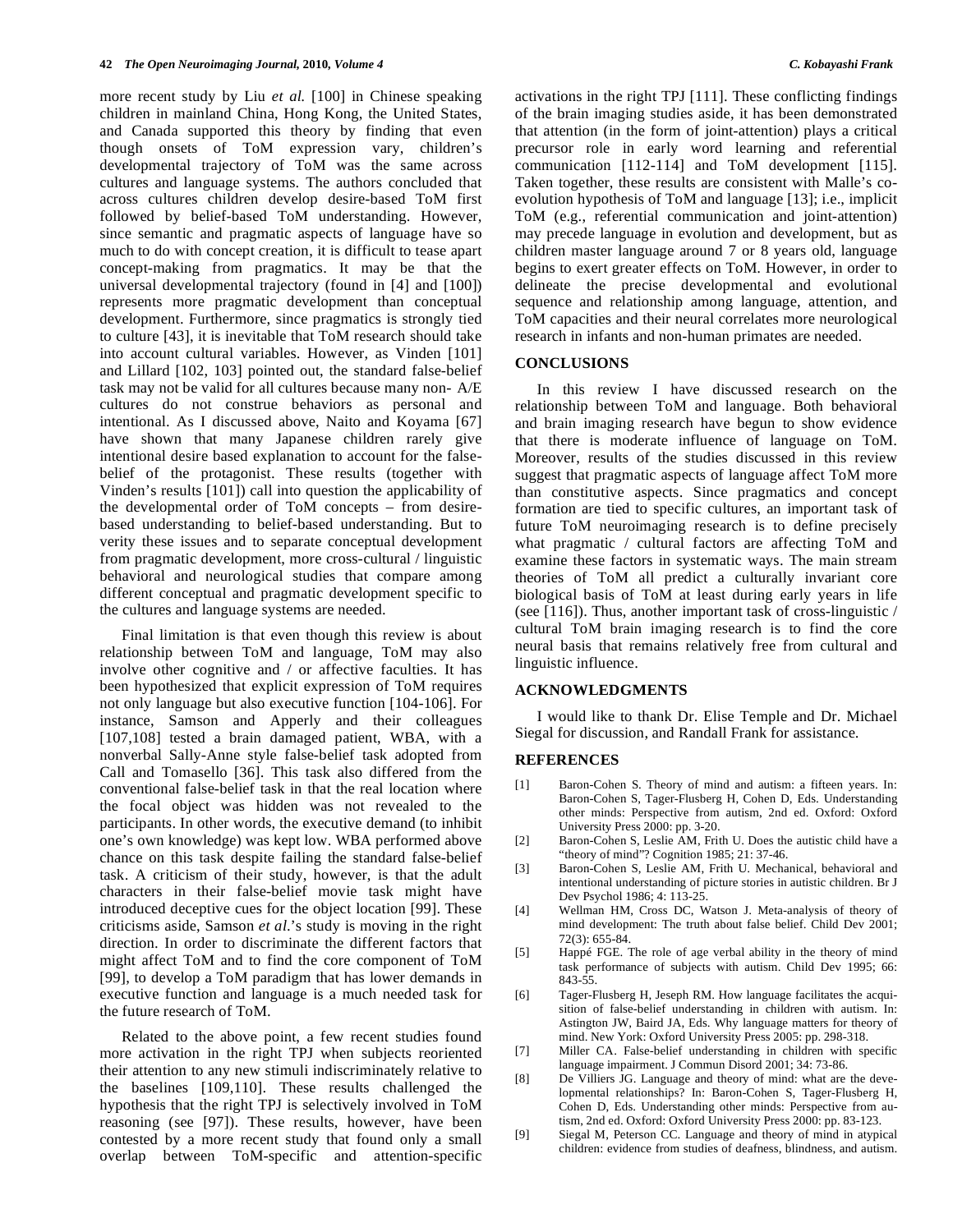more recent study by Liu *et al.* [100] in Chinese speaking children in mainland China, Hong Kong, the United States, and Canada supported this theory by finding that even though onsets of ToM expression vary, children's developmental trajectory of ToM was the same across cultures and language systems. The authors concluded that across cultures children develop desire-based ToM first followed by belief-based ToM understanding. However, since semantic and pragmatic aspects of language have so much to do with concept creation, it is difficult to tease apart concept-making from pragmatics. It may be that the universal developmental trajectory (found in [4] and [100]) represents more pragmatic development than conceptual development. Furthermore, since pragmatics is strongly tied to culture [43], it is inevitable that ToM research should take into account cultural variables. However, as Vinden [101] and Lillard [102, 103] pointed out, the standard false-belief task may not be valid for all cultures because many non- A/E cultures do not construe behaviors as personal and intentional. As I discussed above, Naito and Koyama [67] have shown that many Japanese children rarely give intentional desire based explanation to account for the false-belief of the protagonist. These results (together with Vinden's results [101]) call into question the applicability of the developmental order of ToM concepts – from desire-based understanding to belief-based understanding. But to verity these issues and to separate conceptual development from pragmatic development, more cross-cultural / linguistic behavioral and neurological studies that compare among different conceptual and pragmatic development specific to the cultures and language systems are needed.

Final limitation is that even though this review is about relationship between ToM and language, ToM may also involve other cognitive and / or affective faculties. It has been hypothesized that explicit expression of ToM requires not only language but also executive function [104-106]. For instance, Samson and Apperly and their colleagues [107,108] tested a brain damaged patient, WBA, with a nonverbal Sally-Anne style false-belief task adopted from Call and Tomasello [36]. This task also differed from the conventional false-belief task in that the real location where the focal object was hidden was not revealed to the participants. In other words, the executive demand (to inhibit one's own knowledge) was kept low. WBA performed above chance on this task despite failing the standard false-belief task. A criticism of their study, however, is that the adult characters in their false-belief movie task might have introduced deceptive cues for the object location [99]. These criticisms aside, Samson *et al.*'s study is moving in the right direction. In order to discriminate the different factors that might affect ToM and to find the core component of ToM [99], to develop a ToM paradigm that has lower demands in executive function and language is a much needed task for the future research of ToM.

Related to the above point, a few recent studies found more activation in the right TPJ when subjects reoriented their attention to any new stimuli indiscriminately relative to the baselines [109,110]. These results challenged the hypothesis that the right TPJ is selectively involved in ToM reasoning (see [97]). These results, however, have been contested by a more recent study that found only a small overlap between ToM-specific and attention-specific activations in the right TPJ [111]. These conflicting findings of the brain imaging studies aside, it has been demonstrated that attention (in the form of joint-attention) plays a critical precursor role in early word learning and referential communication [112-114] and ToM development [115]. Taken together, these results are consistent with Malle's co-evolution hypothesis of ToM and language [13]; i.e., implicit ToM (e.g., referential communication and joint-attention) may precede language in evolution and development, but as children master language around 7 or 8 years old, language begins to exert greater effects on ToM. However, in order to delineate the precise developmental and evolutional sequence and relationship among language, attention, and ToM capacities and their neural correlates more neurological research in infants and non-human primates are needed.

## CONCLUSIONS

In this review I have discussed research on the relationship between ToM and language. Both behavioral and brain imaging research have begun to show evidence that there is moderate influence of language on ToM. Moreover, results of the studies discussed in this review suggest that pragmatic aspects of language affect ToM more than constitutive aspects. Since pragmatics and concept formation are tied to specific cultures, an important task of future ToM neuroimaging research is to define precisely what pragmatic / cultural factors are affecting ToM and examine these factors in systematic ways. The main stream theories of ToM all predict a culturally invariant core biological basis of ToM at least during early years in life (see [116]). Thus, another important task of cross-linguistic / cultural ToM brain imaging research is to find the core neural basis that remains relatively free from cultural and linguistic influence.

## ACKNOWLEDGMENTS

I would like to thank Dr. Elise Temple and Dr. Michael Siegal for discussion, and Randall Frank for assistance.

## REFERENCES

[1] Baron-Cohen S. Theory of mind and autism: a fifteen years. In: Baron-Cohen S, Tager-Flusberg H, Cohen D, Eds. Understanding other minds: Perspective from autism, 2nd ed. Oxford: Oxford University Press 2000: pp. 3-20.

[2] Baron-Cohen S, Leslie AM, Frith U. Does the autistic child have a "theory of mind"? Cognition 1985; 21: 37-46.

[3] Baron-Cohen S, Leslie AM, Frith U. Mechanical, behavioral and intentional understanding of picture stories in autistic children. Br J Dev Psychol 1986; 4: 113-25.

[4] Wellman HM, Cross DC, Watson J. Meta-analysis of theory of mind development: The truth about false belief. Child Dev 2001; 72(3): 655-84.

[5] Happé FGE. The role of age verbal ability in the theory of mind task performance of subjects with autism. Child Dev 1995; 66: 843-55.

[6] Tager-Flusberg H, Jeseph RM. How language facilitates the acquisition of false-belief understanding in children with autism. In: Astington JW, Baird JA, Eds. Why language matters for theory of mind. New York: Oxford University Press 2005: pp. 298-318.

[7] Miller CA. False-belief understanding in children with specific language impairment. J Commun Disord 2001; 34: 73-86.

[8] De Villiers JG. Language and theory of mind: what are the developmental relationships? In: Baron-Cohen S, Tager-Flusberg H, Cohen D, Eds. Understanding other minds: Perspective from autism, 2nd ed. Oxford: Oxford University Press 2000: pp. 83-123.

[9] Siegal M, Peterson CC. Language and theory of mind in atypical children: evidence from studies of deafness, blindness, and autism.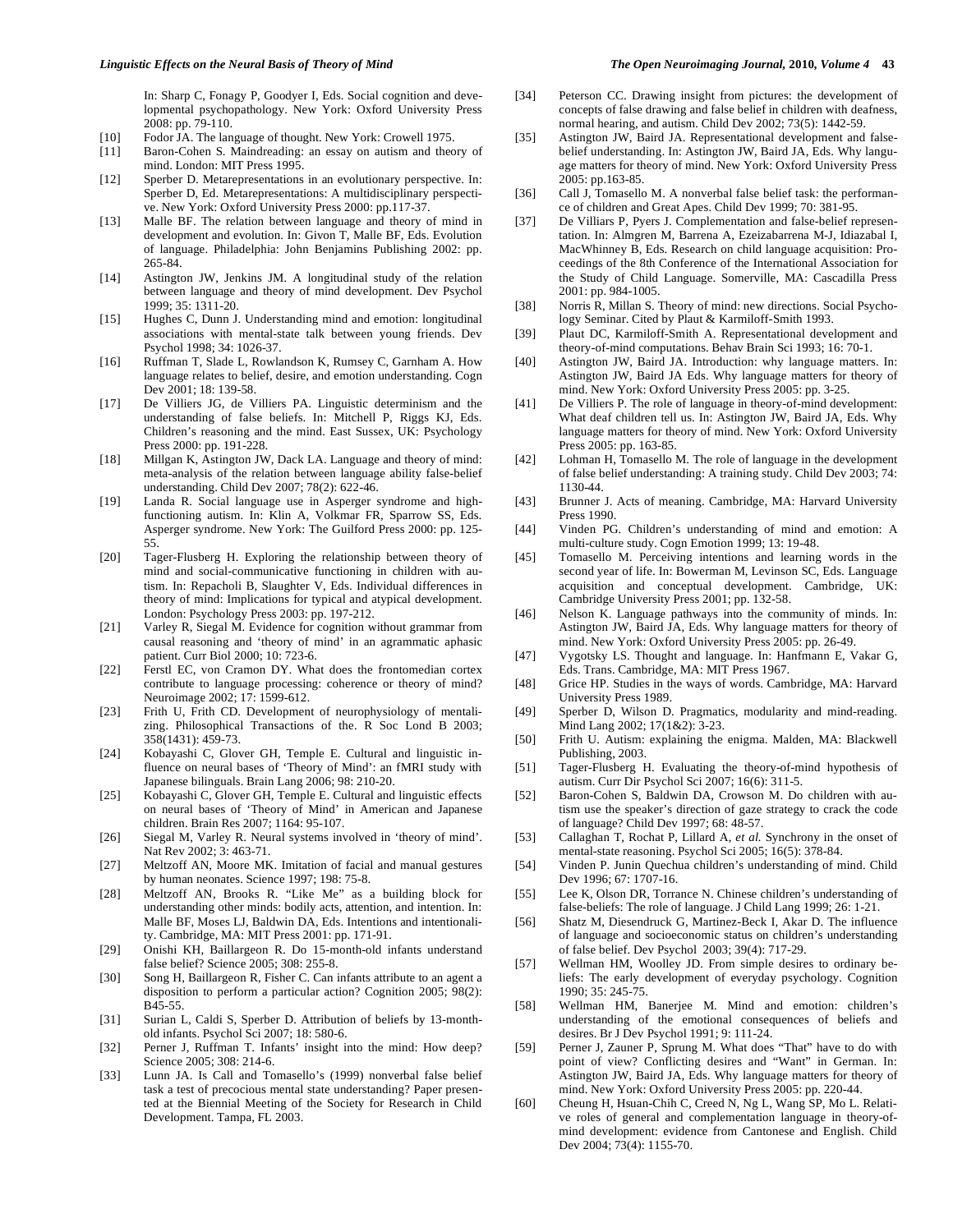In: Sharp C, Fonagy P, Goodyer I, Eds. Social cognition and developmental psychopathology. New York: Oxford University Press 2008: pp. 79-110.

[10] Fodor JA. The language of thought. New York: Crowell 1975.

[11] Baron-Cohen S. Maindreading: an essay on autism and theory of mind. London: MIT Press 1995.

[12] Sperber D. Metarepresentations in an evolutionary perspective. In: Sperber D, Ed. Metarepresentations: A multidisciplinary perspective. New York: Oxford University Press 2000: pp.117-37.

[13] Malle BF. The relation between language and theory of mind in development and evolution. In: Givon T, Malle BF, Eds. Evolution of language. Philadelphia: John Benjamins Publishing 2002: pp. 265-84.

[14] Astington JW, Jenkins JM. A longitudinal study of the relation between language and theory of mind development. Dev Psychol 1999; 35: 1311-20.

[15] Hughes C, Dunn J. Understanding mind and emotion: longitudinal associations with mental-state talk between young friends. Dev Psychol 1998; 34: 1026-37.

[16] Ruffman T, Slade L, Rowlandson K, Rumsey C, Garnham A. How language relates to belief, desire, and emotion understanding. Cogn Dev 2001; 18: 139-58.

[17] De Villiers JG, de Villiers PA. Linguistic determinism and the understanding of false beliefs. In: Mitchell P, Riggs KJ, Eds. Children's reasoning and the mind. East Sussex, UK: Psychology Press 2000: pp. 191-228.

[18] Millgan K, Astington JW, Dack LA. Language and theory of mind: meta-analysis of the relation between language ability false-belief understanding. Child Dev 2007; 78(2): 622-46.

[19] Landa R. Social language use in Asperger syndrome and high-functioning autism. In: Klin A, Volkmar FR, Sparrow SS, Eds. Asperger syndrome. New York: The Guilford Press 2000: pp. 125-55.

[20] Tager-Flusberg H. Exploring the relationship between theory of mind and social-communicative functioning in children with autism. In: Repacholi B, Slaughter V, Eds. Individual differences in theory of mind: Implications for typical and atypical development. London: Psychology Press 2003: pp. 197-212.

[21] Varley R, Siegal M. Evidence for cognition without grammar from causal reasoning and 'theory of mind' in an agrammatic aphasic patient. Curr Biol 2000; 10: 723-6.

[22] Ferstl EC, von Cramon DY. What does the frontomedian cortex contribute to language processing: coherence or theory of mind? Neuroimage 2002; 17: 1599-612.

[23] Frith U, Frith CD. Development of neurophysiology of mentalizing. Philosophical Transactions of the. R Soc Lond B 2003; 358(1431): 459-73.

[24] Kobayashi C, Glover GH, Temple E. Cultural and linguistic influence on neural bases of 'Theory of Mind': an fMRI study with Japanese bilinguals. Brain Lang 2006; 98: 210-20.

[25] Kobayashi C, Glover GH, Temple E. Cultural and linguistic effects on neural bases of 'Theory of Mind' in American and Japanese children. Brain Res 2007; 1164: 95-107.

[26] Siegal M, Varley R. Neural systems involved in 'theory of mind'. Nat Rev 2002; 3: 463-71.

[27] Meltzoff AN, Moore MK. Imitation of facial and manual gestures by human neonates. Science 1997; 198: 75-8.

[28] Meltzoff AN, Brooks R. "Like Me" as a building block for understanding other minds: bodily acts, attention, and intention. In: Malle BF, Moses LJ, Baldwin DA, Eds. Intentions and intentionality. Cambridge, MA: MIT Press 2001: pp. 171-91.

[29] Onishi KH, Baillargeon R. Do 15-month-old infants understand false belief? Science 2005; 308: 255-8.

[30] Song H, Baillargeon R, Fisher C. Can infants attribute to an agent a disposition to perform a particular action? Cognition 2005; 98(2): B45-55.

[31] Surian L, Caldi S, Sperber D. Attribution of beliefs by 13-month-old infants. Psychol Sci 2007; 18: 580-6.

[32] Perner J, Ruffman T. Infants' insight into the mind: How deep? Science 2005; 308: 214-6.

[33] Lunn JA. Is Call and Tomasello's (1999) nonverbal false belief task a test of precocious mental state understanding? Paper presented at the Biennial Meeting of the Society for Research in Child Development. Tampa, FL 2003.

[34] Peterson CC. Drawing insight from pictures: the development of concepts of false drawing and false belief in children with deafness, normal hearing, and autism. Child Dev 2002; 73(5): 1442-59.

[35] Astington JW, Baird JA. Representational development and false-belief understanding. In: Astington JW, Baird JA, Eds. Why language matters for theory of mind. New York: Oxford University Press 2005: pp.163-85.

[36] Call J, Tomasello M. A nonverbal false belief task: the performance of children and Great Apes. Child Dev 1999; 70: 381-95.

[37] De Villiars P, Pyers J. Complementation and false-belief representation. In: Almgren M, Barrena A, Ezeizabarrena M-J, Idiazabal I, MacWhinney B, Eds. Research on child language acquisition: Proceedings of the 8th Conference of the International Association for the Study of Child Language. Somerville, MA: Cascadilla Press 2001: pp. 984-1005.

[38] Norris R, Millan S. Theory of mind: new directions. Social Psychology Seminar. Cited by Plaut & Karmiloff-Smith 1993.

[39] Plaut DC, Karmiloff-Smith A. Representational development and theory-of-mind computations. Behav Brain Sci 1993; 16: 70-1.

[40] Astington JW, Baird JA. Introduction: why language matters. In: Astington JW, Baird JA Eds. Why language matters for theory of mind. New York: Oxford University Press 2005: pp. 3-25.

[41] De Villiers P. The role of language in theory-of-mind development: What deaf children tell us. In: Astington JW, Baird JA, Eds. Why language matters for theory of mind. New York: Oxford University Press 2005: pp. 163-85.

[42] Lohman H, Tomasello M. The role of language in the development of false belief understanding: A training study. Child Dev 2003; 74: 1130-44.

[43] Brunner J. Acts of meaning. Cambridge, MA: Harvard University Press 1990.

[44] Vinden PG. Children's understanding of mind and emotion: A multi-culture study. Cogn Emotion 1999; 13: 19-48.

[45] Tomasello M. Perceiving intentions and learning words in the second year of life. In: Bowerman M, Levinson SC, Eds. Language acquisition and conceptual development. Cambridge, UK: Cambridge University Press 2001; pp. 132-58.

[46] Nelson K. Language pathways into the community of minds. In: Astington JW, Baird JA, Eds. Why language matters for theory of mind. New York: Oxford University Press 2005: pp. 26-49.

[47] Vygotsky LS. Thought and language. In: Hanfmann E, Vakar G, Eds. Trans. Cambridge, MA: MIT Press 1967.

[48] Grice HP. Studies in the ways of words. Cambridge, MA: Harvard University Press 1989.

[49] Sperber D, Wilson D. Pragmatics, modularity and mind-reading. Mind Lang 2002; 17(1&2): 3-23.

[50] Frith U. Autism: explaining the enigma. Malden, MA: Blackwell Publishing, 2003.

[51] Tager-Flusberg H. Evaluating the theory-of-mind hypothesis of autism. Curr Dir Psychol Sci 2007; 16(6): 311-5.

[52] Baron-Cohen S, Baldwin DA, Crowson M. Do children with autism use the speaker's direction of gaze strategy to crack the code of language? Child Dev 1997; 68: 48-57.

[53] Callaghan T, Rochat P, Lillard A, *et al.* Synchrony in the onset of mental-state reasoning. Psychol Sci 2005; 16(5): 378-84.

[54] Vinden P. Junin Quechua children's understanding of mind. Child Dev 1996; 67: 1707-16.

[55] Lee K, Olson DR, Torrance N. Chinese children's understanding of false-beliefs: The role of language. J Child Lang 1999; 26: 1-21.

[56] Shatz M, Diesendruck G, Martinez-Beck I, Akar D. The influence of language and socioeconomic status on children's understanding of false belief. Dev Psychol 2003; 39(4): 717-29.

[57] Wellman HM, Woolley JD. From simple desires to ordinary beliefs: The early development of everyday psychology. Cognition 1990; 35: 245-75.

[58] Wellman HM, Banerjee M. Mind and emotion: children's understanding of the emotional consequences of beliefs and desires. Br J Dev Psychol 1991; 9: 111-24.

[59] Perner J, Zauner P, Sprung M. What does "That" have to do with point of view? Conflicting desires and "Want" in German. In: Astington JW, Baird JA, Eds. Why language matters for theory of mind. New York: Oxford University Press 2005: pp. 220-44.

[60] Cheung H, Hsuan-Chih C, Creed N, Ng L, Wang SP, Mo L. Relative roles of general and complementation language in theory-of-mind development: evidence from Cantonese and English. Child Dev 2004; 73(4): 1155-70.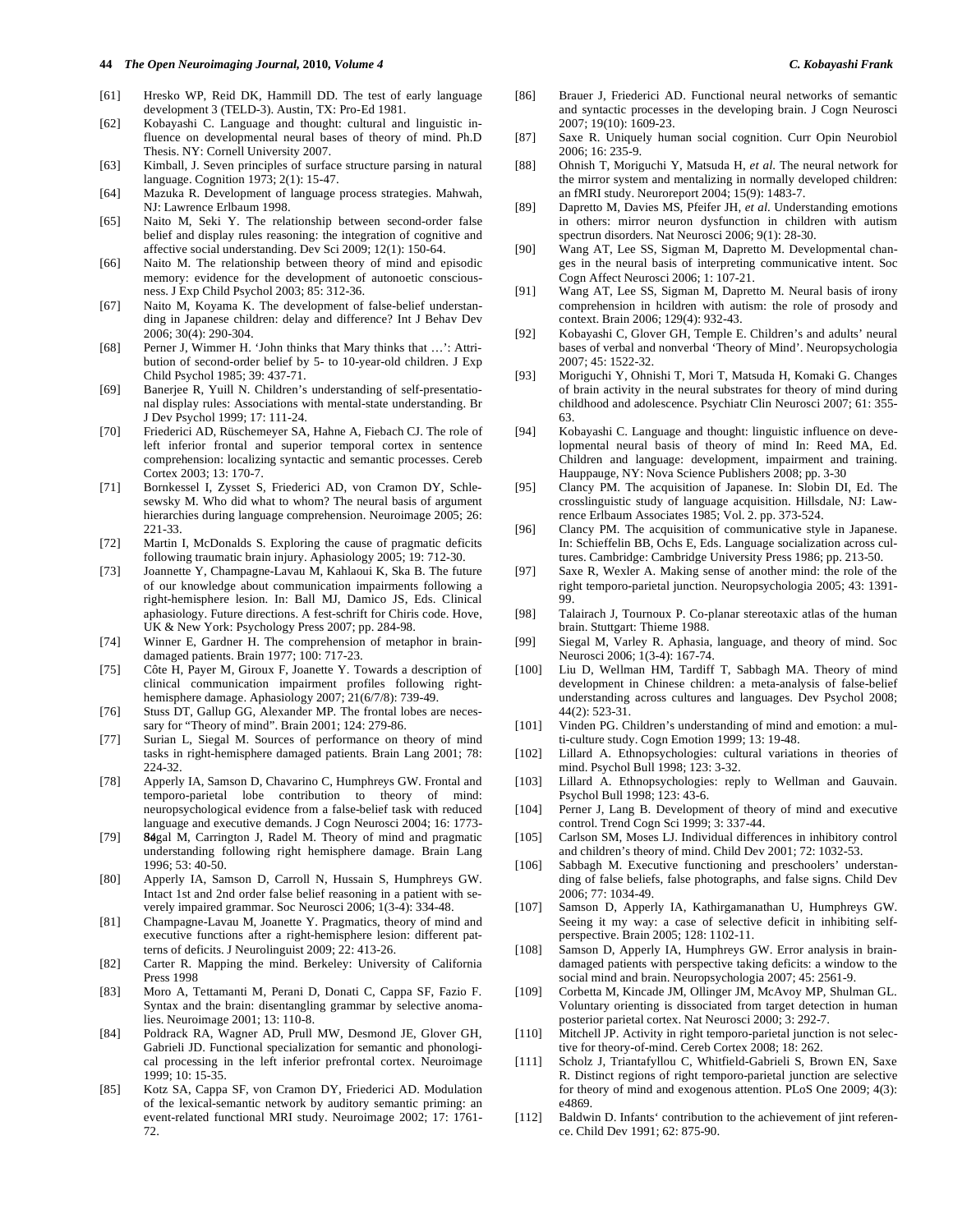[61] Hresko WP, Reid DK, Hammill DD. The test of early language development 3 (TELD-3). Austin, TX: Pro-Ed 1981.

[62] Kobayashi C. Language and thought: cultural and linguistic influence on developmental neural bases of theory of mind. Ph.D Thesis. NY: Cornell University 2007.

[63] Kimball, J. Seven principles of surface structure parsing in natural language. Cognition 1973; 2(1): 15-47.

[64] Mazuka R. Development of language process strategies. Mahwah, NJ: Lawrence Erlbaum 1998.

[65] Naito M, Seki Y. The relationship between second-order false belief and display rules reasoning: the integration of cognitive and affective social understanding. Dev Sci 2009; 12(1): 150-64.

[66] Naito M. The relationship between theory of mind and episodic memory: evidence for the development of autonoetic consciousness. J Exp Child Psychol 2003; 85: 312-36.

[67] Naito M, Koyama K. The development of false-belief understanding in Japanese children: delay and difference? Int J Behav Dev 2006; 30(4): 290-304.

[68] Perner J, Wimmer H. 'John thinks that Mary thinks that …': Attribution of second-order belief by 5- to 10-year-old children. J Exp Child Psychol 1985; 39: 437-71.

[69] Banerjee R, Yuill N. Children's understanding of self-presentational display rules: Associations with mental-state understanding. Br J Dev Psychol 1999; 17: 111-24.

[70] Friederici AD, Rüschemeyer SA, Hahne A, Fiebach CJ. The role of left inferior frontal and superior temporal cortex in sentence comprehension: localizing syntactic and semantic processes. Cereb Cortex 2003; 13: 170-7.

[71] Bornkessel I, Zysset S, Friederici AD, von Cramon DY, Schlesewsky M. Who did what to whom? The neural basis of argument hierarchies during language comprehension. Neuroimage 2005; 26: 221-33.

[72] Martin I, McDonalds S. Exploring the cause of pragmatic deficits following traumatic brain injury. Aphasiology 2005; 19: 712-30.

[73] Joannette Y, Champagne-Lavau M, Kahlaoui K, Ska B. The future of our knowledge about communication impairments following a right-hemisphere lesion. In: Ball MJ, Damico JS, Eds. Clinical aphasiology. Future directions. A fest-schrift for Chiris code. Hove, UK & New York: Psychology Press 2007; pp. 284-98.

[74] Winner E, Gardner H. The comprehension of metaphor in brain-damaged patients. Brain 1977; 100: 717-23.

[75] Côte H, Payer M, Giroux F, Joanette Y. Towards a description of clinical communication impairment profiles following right-hemisphere damage. Aphasiology 2007; 21(6/7/8): 739-49.

[76] Stuss DT, Gallup GG, Alexander MP. The frontal lobes are necessary for "Theory of mind". Brain 2001; 124: 279-86.

[77] Surian L, Siegal M. Sources of performance on theory of mind tasks in right-hemisphere damaged patients. Brain Lang 2001; 78: 224-32.

[78] Apperly IA, Samson D, Chavarino C, Humphreys GW. Frontal and temporo-parietal lobe contribution to theory of mind: neuropsychological evidence from a false-belief task with reduced language and executive demands. J Cogn Neurosci 2004; 16: 1773-84.

[79] Segal M, Carrington J, Radel M. Theory of mind and pragmatic understanding following right hemisphere damage. Brain Lang 1996; 53: 40-50.

[80] Apperly IA, Samson D, Carroll N, Hussain S, Humphreys GW. Intact 1st and 2nd order false belief reasoning in a patient with severely impaired grammar. Soc Neurosci 2006; 1(3-4): 334-48.

[81] Champagne-Lavau M, Joanette Y. Pragmatics, theory of mind and executive functions after a right-hemisphere lesion: different patterns of deficits. J Neurolinguist 2009; 22: 413-26.

[82] Carter R. Mapping the mind. Berkeley: University of California Press 1998

[83] Moro A, Tettamanti M, Perani D, Donati C, Cappa SF, Fazio F. Syntax and the brain: disentangling grammar by selective anomalies. Neuroimage 2001; 13: 110-8.

[84] Poldrack RA, Wagner AD, Prull MW, Desmond JE, Glover GH, Gabrieli JD. Functional specialization for semantic and phonological processing in the left inferior prefrontal cortex. Neuroimage 1999; 10: 15-35.

[85] Kotz SA, Cappa SF, von Cramon DY, Friederici AD. Modulation of the lexical-semantic network by auditory semantic priming: an event-related functional MRI study. Neuroimage 2002; 17: 1761-72.

[86] Brauer J, Friederici AD. Functional neural networks of semantic and syntactic processes in the developing brain. J Cogn Neurosci 2007; 19(10): 1609-23.

[87] Saxe R. Uniquely human social cognition. Curr Opin Neurobiol 2006; 16: 235-9.

[88] Ohnish T, Moriguchi Y, Matsuda H, *et al.* The neural network for the mirror system and mentalizing in normally developed children: an fMRI study. Neuroreport 2004; 15(9): 1483-7.

[89] Dapretto M, Davies MS, Pfeifer JH, *et al.* Understanding emotions in others: mirror neuron dysfunction in children with autism spectrun disorders. Nat Neurosci 2006; 9(1): 28-30.

[90] Wang AT, Lee SS, Sigman M, Dapretto M. Developmental changes in the neural basis of interpreting communicative intent. Soc Cogn Affect Neurosci 2006; 1: 107-21.

[91] Wang AT, Lee SS, Sigman M, Dapretto M. Neural basis of irony comprehension in hcildren with autism: the role of prosody and context. Brain 2006; 129(4): 932-43.

[92] Kobayashi C, Glover GH, Temple E. Children's and adults' neural bases of verbal and nonverbal 'Theory of Mind'. Neuropsychologia 2007; 45: 1522-32.

[93] Moriguchi Y, Ohnishi T, Mori T, Matsuda H, Komaki G. Changes of brain activity in the neural substrates for theory of mind during childhood and adolescence. Psychiatr Clin Neurosci 2007; 61: 355-63.

[94] Kobayashi C. Language and thought: linguistic influence on developmental neural basis of theory of mind In: Reed MA, Ed. Children and language: development, impairment and training. Hauppauge, NY: Nova Science Publishers 2008; pp. 3-30

[95] Clancy PM. The acquisition of Japanese. In: Slobin DI, Ed. The crosslinguistic study of language acquisition. Hillsdale, NJ: Lawrence Erlbaum Associates 1985; Vol. 2. pp. 373-524.

[96] Clancy PM. The acquisition of communicative style in Japanese. In: Schieffelin BB, Ochs E, Eds. Language socialization across cultures. Cambridge: Cambridge University Press 1986; pp. 213-50.

[97] Saxe R, Wexler A. Making sense of another mind: the role of the right temporo-parietal junction. Neuropsychologia 2005; 43: 1391-99.

[98] Talairach J, Tournoux P. Co-planar stereotaxic atlas of the human brain. Stuttgart: Thieme 1988.

[99] Siegal M, Varley R. Aphasia, language, and theory of mind. Soc Neurosci 2006; 1(3-4): 167-74.

[100] Liu D, Wellman HM, Tardiff T, Sabbagh MA. Theory of mind development in Chinese children: a meta-analysis of false-belief understanding across cultures and languages. Dev Psychol 2008; 44(2): 523-31.

[101] Vinden PG. Children's understanding of mind and emotion: a multi-culture study. Cogn Emotion 1999; 13: 19-48.

[102] Lillard A. Ethnopsychologies: cultural variations in theories of mind. Psychol Bull 1998; 123: 3-32.

[103] Lillard A. Ethnopsychologies: reply to Wellman and Gauvain. Psychol Bull 1998; 123: 43-6.

[104] Perner J, Lang B. Development of theory of mind and executive control. Trend Cogn Sci 1999; 3: 337-44.

[105] Carlson SM, Moses LJ. Individual differences in inhibitory control and children's theory of mind. Child Dev 2001; 72: 1032-53.

[106] Sabbagh M. Executive functioning and preschoolers' understanding of false beliefs, false photographs, and false signs. Child Dev 2006; 77: 1034-49.

[107] Samson D, Apperly IA, Kathirgamanathan U, Humphreys GW. Seeing it my way: a case of selective deficit in inhibiting self-perspective. Brain 2005; 128: 1102-11.

[108] Samson D, Apperly IA, Humphreys GW. Error analysis in brain-damaged patients with perspective taking deficits: a window to the social mind and brain. Neuropsychologia 2007; 45: 2561-9.

[109] Corbetta M, Kincade JM, Ollinger JM, McAvoy MP, Shulman GL. Voluntary orienting is dissociated from target detection in human posterior parietal cortex. Nat Neurosci 2000; 3: 292-7.

[110] Mitchell JP. Activity in right temporo-parietal junction is not selective for theory-of-mind. Cereb Cortex 2008; 18: 262.

[111] Scholz J, Triantafyllou C, Whitfield-Gabrieli S, Brown EN, Saxe R. Distinct regions of right temporo-parietal junction are selective for theory of mind and exogenous attention. PLoS One 2009; 4(3): e4869.

[112] Baldwin D. Infants' contribution to the achievement of jint reference. Child Dev 1991; 62: 875-90.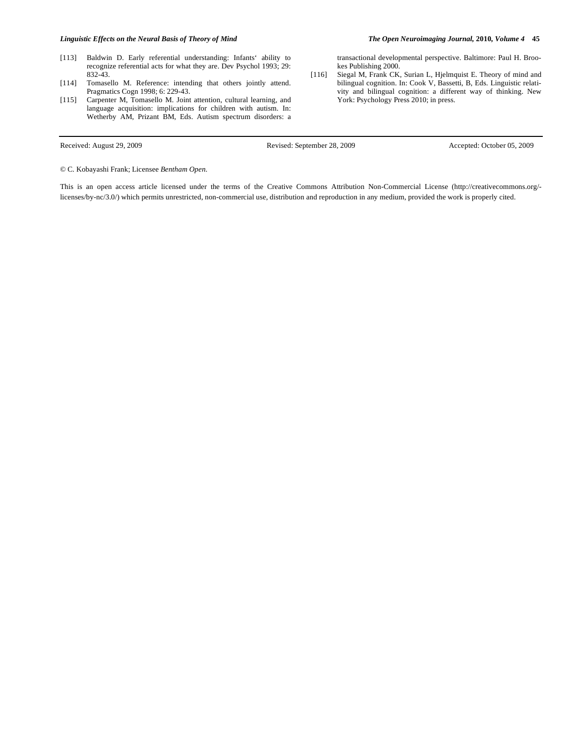[113] Baldwin D. Early referential understanding: Infants' ability to recognize referential acts for what they are. Dev Psychol 1993; 29: 832-43.

[114] Tomasello M. Reference: intending that others jointly attend. Pragmatics Cogn 1998; 6: 229-43.

[115] Carpenter M, Tomasello M. Joint attention, cultural learning, and language acquisition: implications for children with autism. In: Wetherby AM, Prizant BM, Eds. Autism spectrum disorders: a transactional developmental perspective. Baltimore: Paul H. Brookes Publishing 2000.

[116] Siegal M, Frank CK, Surian L, Hjelmquist E. Theory of mind and bilingual cognition. In: Cook V, Bassetti, B, Eds. Linguistic relativity and bilingual cognition: a different way of thinking. New York: Psychology Press 2010; in press.

---

Received: August 29, 2009 | Revised: September 28, 2009 | Accepted: October 05, 2009

© C. Kobayashi Frank; Licensee *Bentham Open*.

This is an open access article licensed under the terms of the Creative Commons Attribution Non-Commercial License (http://creativecommons.org/-licenses/by-nc/3.0/) which permits unrestricted, non-commercial use, distribution and reproduction in any medium, provided the work is properly cited.